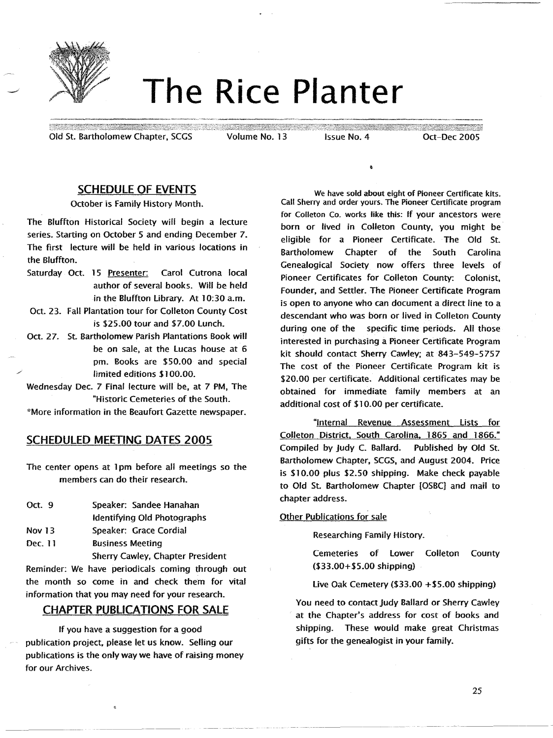# The Rice Planter

Old St. Bartholomew Chapter, SCGS Volume No. 13 Issue No. 4 Oct-Dec 2005

## SCHEDULE OF EVENTS

October is Family History Month.

The Bluffton Historical Society will begin a lecture series. Starting on October 5 and ending December 7. The first lecture will be held in various locations in the Bluffton.

Saturday Oct. 15 Presenter: Carol Cutrona local author of several books. Will be held in the Bluffton Library. At 10:30 a.m.

Oct. 23. Fall Plantation tour for Colleton County Cost is $25.00 tour and $7.00 Lunch.

Oct. 27. St. Bartholomew Parish Plantations Book will be on sale, at the Lucas house at 6 pm. Books are $50.00 and special limited editions $100.00.

Wednesday Dec. 7 Final lecture will be, at 7 PM, The "Historic Cemeteries of the South.

*More information in the Beaufort Gazette newspaper.

## SCHEDULED MEETING DATES 2005

The center opens at 1pm before all meetings so the members can do their research.

| | |
|---|---|
| Oct. 9 | Speaker: Sandee Hanahan<br>Identifying Old Photographs |
| Nov 13 | Speaker: Grace Cordial |
| Dec. 11 | Business Meeting<br>Sherry Cawley, Chapter President |

Reminder: We have periodicals coming through out the month so come in and check them for vital information that you may need for your research.

## CHAPTER PUBLICATIONS FOR SALE

If you have a suggestion for a good publication project, please let us know. Selling our publications is the only way we have of raising money for our Archives.

We have sold about eight of Pioneer Certificate kits. Call Sherry and order yours. The Pioneer Certificate program for Colleton Co. works like this: If your ancestors were born or lived in Colleton County, you might be eligible for a Pioneer Certificate. The Old St. Bartholomew Chapter of the South Carolina Genealogical Society now offers three levels of Pioneer Certificates for Colleton County: Colonist, Founder, and Settler. The Pioneer Certificate Program is open to anyone who can document a direct line to a descendant who was born or lived in Colleton County during one of the specific time periods. All those interested in purchasing a Pioneer Certificate Program kit should contact Sherry Cawley; at 843-549-5757 The cost of the Pioneer Certificate Program kit is $20.00 per certificate. Additional certificates may be obtained for immediate family members at an additional cost of $10.00 per certificate.

"Internal Revenue Assessment Lists for Colleton District, South Carolina, 1865 and 1866." Compiled by Judy C. Ballard. Published by Old St. Bartholomew Chapter, SCGS, and August 2004. Price is $10.00 plus $2.50 shipping. Make check payable to Old St. Bartholomew Chapter [OSBC] and mail to chapter address.

Other Publications for sale

Researching Family History.

Cemeteries of Lower Colleton County ($33.00+$5.00 shipping)

Live Oak Cemetery ($33.00 +$5.00 shipping)

You need to contact Judy Ballard or Sherry Cawley at the Chapter's address for cost of books and shipping. These would make great Christmas gifts for the genealogist in your family.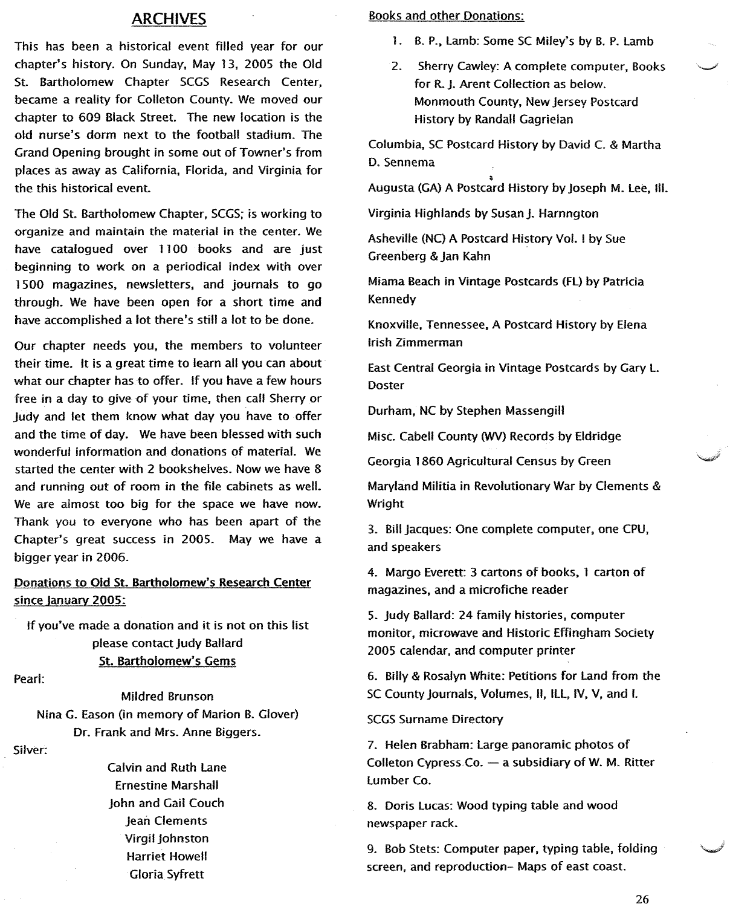## ARCHIVES

This has been a historical event filled year for our chapter's history. On Sunday, May 13, 2005 the Old St. Bartholomew Chapter SCGS Research Center, became a reality for Colleton County. We moved our chapter to 609 Black Street. The new location is the old nurse's dorm next to the football stadium. The Grand Opening brought in some out of Towner's from places as away as California, Florida, and Virginia for the this historical event.

The Old St. Bartholomew Chapter, SCGS; is working to organize and maintain the material in the center. We have catalogued over 1100 books and are just beginning to work on a periodical index with over 1500 magazines, newsletters, and journals to go through. We have been open for a short time and have accomplished a lot there's still a lot to be done.

Our chapter needs you, the members to volunteer their time. It is a great time to learn all you can about what our chapter has to offer. If you have a few hours free in a day to give of your time, then call Sherry or Judy and let them know what day you have to offer and the time of day. We have been blessed with such wonderful information and donations of material. We started the center with 2 bookshelves. Now we have 8 and running out of room in the file cabinets as well. We are almost too big for the space we have now. Thank you to everyone who has been apart of the Chapter's great success in 2005. May we have a bigger year in 2006.

**Donations to Old St. Bartholomew's Research Center since January 2005:**

If you've made a donation and it is not on this list please contact Judy Ballard

**St. Bartholomew's Gems**

Pearl:

Mildred Brunson
Nina G. Eason (in memory of Marion B. Glover)
Dr. Frank and Mrs. Anne Biggers.

Silver:

Calvin and Ruth Lane
Ernestine Marshall
John and Gail Couch
Jean Clements
Virgil Johnston
Harriet Howell
Gloria Syfrett

**Books and other Donations:**

1. B. P., Lamb: Some SC Miley's by B. P. Lamb
2. Sherry Cawley: A complete computer, Books for R. J. Arent Collection as below. Monmouth County, New Jersey Postcard History by Randall Gagrielan

Columbia, SC Postcard History by David C. & Martha D. Sennema

Augusta (GA) A Postcard History by Joseph M. Lee, III.

Virginia Highlands by Susan J. Harnngton

Asheville (NC) A Postcard History Vol. I by Sue Greenberg & Jan Kahn

Miama Beach in Vintage Postcards (FL) by Patricia Kennedy

Knoxville, Tennessee, A Postcard History by Elena Irish Zimmerman

East Central Georgia in Vintage Postcards by Gary L. Doster

Durham, NC by Stephen Massengill

Misc. Cabell County (WV) Records by Eldridge

Georgia 1860 Agricultural Census by Green

Maryland Militia in Revolutionary War by Clements & Wright

3. Bill Jacques: One complete computer, one CPU, and speakers
4. Margo Everett: 3 cartons of books, 1 carton of magazines, and a microfiche reader
5. Judy Ballard: 24 family histories, computer monitor, microwave and Historic Effingham Society 2005 calendar, and computer printer
6. Billy & Rosalyn White: Petitions for Land from the SC County Journals, Volumes, II, ILL, IV, V, and I.

SCGS Surname Directory

7. Helen Brabham: Large panoramic photos of Colleton Cypress Co. — a subsidiary of W. M. Ritter Lumber Co.
8. Doris Lucas: Wood typing table and wood newspaper rack.
9. Bob Stets: Computer paper, typing table, folding screen, and reproduction- Maps of east coast.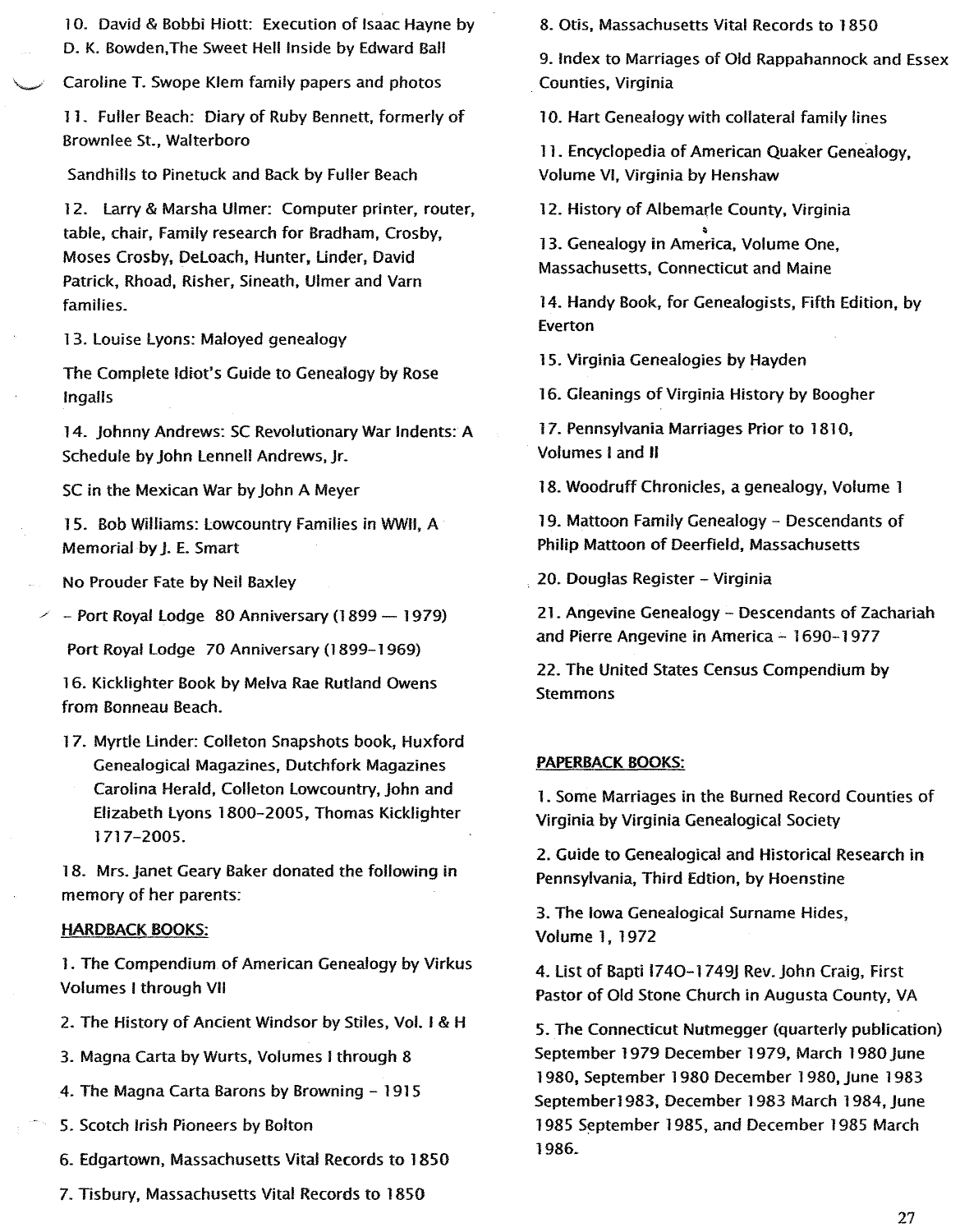10. David & Bobbi Hiott: Execution of Isaac Hayne by D. K. Bowden,The Sweet Hell Inside by Edward Ball

Caroline T. Swope Klem family papers and photos

11. Fuller Beach: Diary of Ruby Bennett, formerly of Brownlee St., Walterboro

Sandhills to Pinetuck and Back by Fuller Beach

12. Larry & Marsha Ulmer: Computer printer, router, table, chair, Family research for Bradham, Crosby, Moses Crosby, DeLoach, Hunter, Linder, David Patrick, Rhoad, Risher, Sineath, Ulmer and Varn families.

13. Louise Lyons: Maloyed genealogy

The Complete Idiot's Guide to Genealogy by Rose Ingalls

14. Johnny Andrews: SC Revolutionary War Indents: A Schedule by John Lennell Andrews, Jr.

SC in the Mexican War by John A Meyer

15. Bob Williams: Lowcountry Families in WWII, A Memorial by J. E. Smart

No Prouder Fate by Neil Baxley

- Port Royal Lodge 80 Anniversary (1899 — 1979)

Port Royal Lodge 70 Anniversary (1899-1969)

16. Kicklighter Book by Melva Rae Rutland Owens from Bonneau Beach.

17. Myrtle Linder: Colleton Snapshots book, Huxford Genealogical Magazines, Dutchfork Magazines Carolina Herald, Colleton Lowcountry, John and Elizabeth Lyons 1800-2005, Thomas Kicklighter 1717-2005.

18. Mrs. Janet Geary Baker donated the following in memory of her parents:

<u>HARDBACK BOOKS:</u>

1. The Compendium of American Genealogy by Virkus Volumes I through VII
2. The History of Ancient Windsor by Stiles, Vol. I & H
3. Magna Carta by Wurts, Volumes I through 8
4. The Magna Carta Barons by Browning - 1915
5. Scotch Irish Pioneers by Bolton
6. Edgartown, Massachusetts Vital Records to 1850
7. Tisbury, Massachusetts Vital Records to 1850
8. Otis, Massachusetts Vital Records to 1850
9. Index to Marriages of Old Rappahannock and Essex Counties, Virginia
10. Hart Genealogy with collateral family lines
11. Encyclopedia of American Quaker Genealogy, Volume VI, Virginia by Henshaw
12. History of Albemarle County, Virginia
13. Genealogy in America, Volume One, Massachusetts, Connecticut and Maine
14. Handy Book, for Genealogists, Fifth Edition, by Everton
15. Virginia Genealogies by Hayden
16. Gleanings of Virginia History by Boogher
17. Pennsylvania Marriages Prior to 1810, Volumes I and II
18. Woodruff Chronicles, a genealogy, Volume 1
19. Mattoon Family Genealogy - Descendants of Philip Mattoon of Deerfield, Massachusetts
20. Douglas Register - Virginia
21. Angevine Genealogy - Descendants of Zachariah and Pierre Angevine in America - 1690-1977
22. The United States Census Compendium by Stemmons

<u>PAPERBACK BOOKS:</u>

1. Some Marriages in the Burned Record Counties of Virginia by Virginia Genealogical Society
2. Guide to Genealogical and Historical Research in Pennsylvania, Third Edtion, by Hoenstine
3. The Iowa Genealogical Surname Hides, Volume 1, 1972
4. List of Bapti I740-1749J Rev. John Craig, First Pastor of Old Stone Church in Augusta County, VA
5. The Connecticut Nutmegger (quarterly publication) September 1979 December 1979, March 1980 June 1980, September 1980 December 1980, June 1983 September1983, December 1983 March 1984, June 1985 September 1985, and December 1985 March 1986.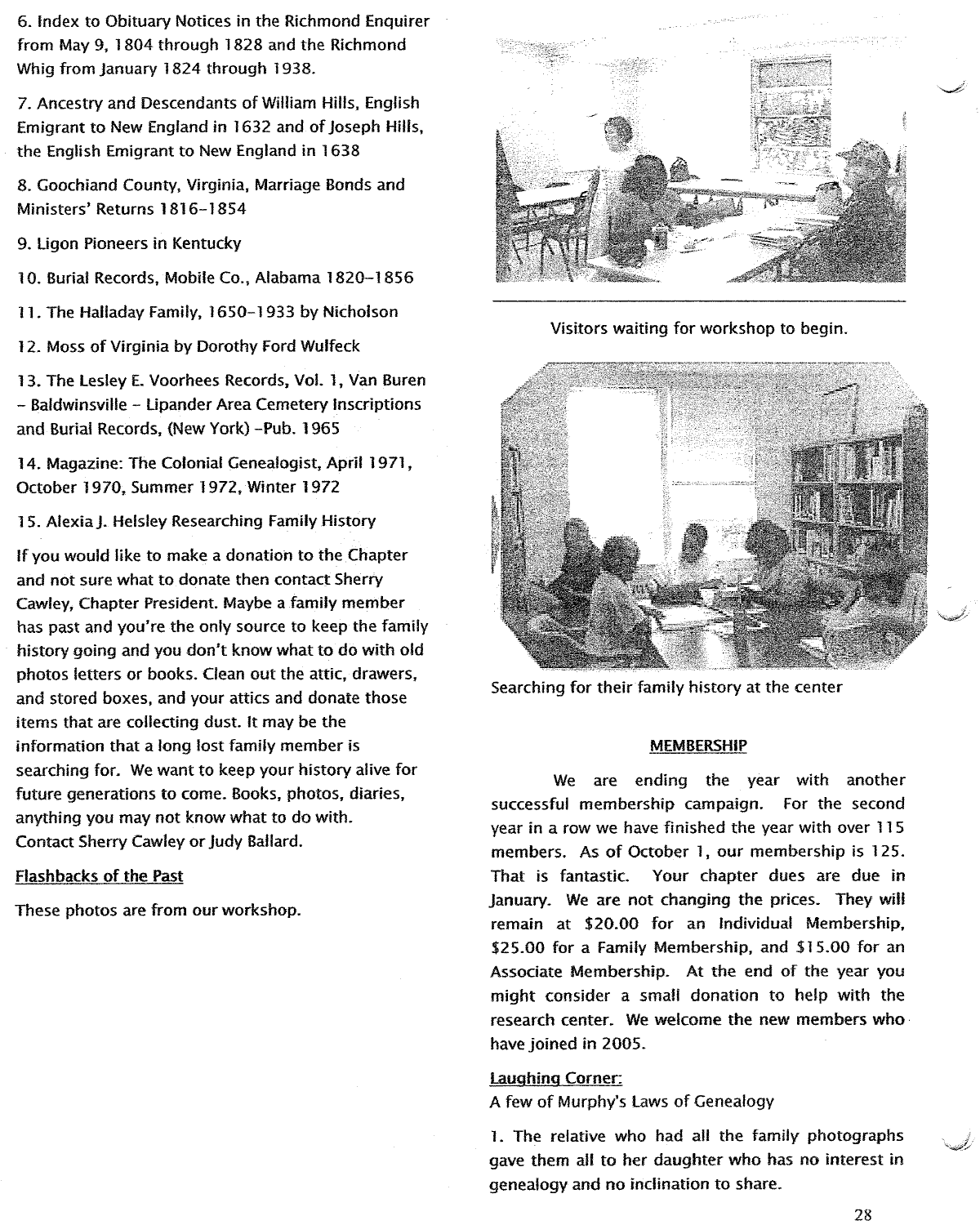6. Index to Obituary Notices in the Richmond Enquirer from May 9, 1804 through 1828 and the Richmond Whig from January 1824 through 1938.

7. Ancestry and Descendants of William Hills, English Emigrant to New England in 1632 and of Joseph Hills, the English Emigrant to New England in 1638

8. Goochland County, Virginia, Marriage Bonds and Ministers' Returns 1816-1854

9. Ligon Pioneers in Kentucky

10. Burial Records, Mobile Co., Alabama 1820-1856

11. The Halladay Family, 1650-1933 by Nicholson

12. Moss of Virginia by Dorothy Ford Wulfeck

13. The Lesley E. Voorhees Records, Vol. 1, Van Buren - Baldwinsville - Lipander Area Cemetery Inscriptions and Burial Records, (New York) -Pub. 1965

14. Magazine: The Colonial Genealogist, April 1971, October 1970, Summer 1972, Winter 1972

15. Alexia J. Helsley Researching Family History

If you would like to make a donation to the Chapter and not sure what to donate then contact Sherry Cawley, Chapter President. Maybe a family member has past and you're the only source to keep the family history going and you don't know what to do with old photos letters or books. Clean out the attic, drawers, and stored boxes, and your attics and donate those items that are collecting dust. It may be the information that a long lost family member is searching for. We want to keep your history alive for future generations to come. Books, photos, diaries, anything you may not know what to do with. Contact Sherry Cawley or Judy Ballard.

## Flashbacks of the Past

These photos are from our workshop.

Visitors waiting for workshop to begin.

Searching for their family history at the center

## MEMBERSHIP

We are ending the year with another successful membership campaign. For the second year in a row we have finished the year with over 115 members. As of October 1, our membership is 125. That is fantastic. Your chapter dues are due in January. We are not changing the prices. They will remain at $20.00 for an Individual Membership, $25.00 for a Family Membership, and $15.00 for an Associate Membership. At the end of the year you might consider a small donation to help with the research center. We welcome the new members who have joined in 2005.

## Laughing Corner:

A few of Murphy's Laws of Genealogy

1. The relative who had all the family photographs gave them all to her daughter who has no interest in genealogy and no inclination to share.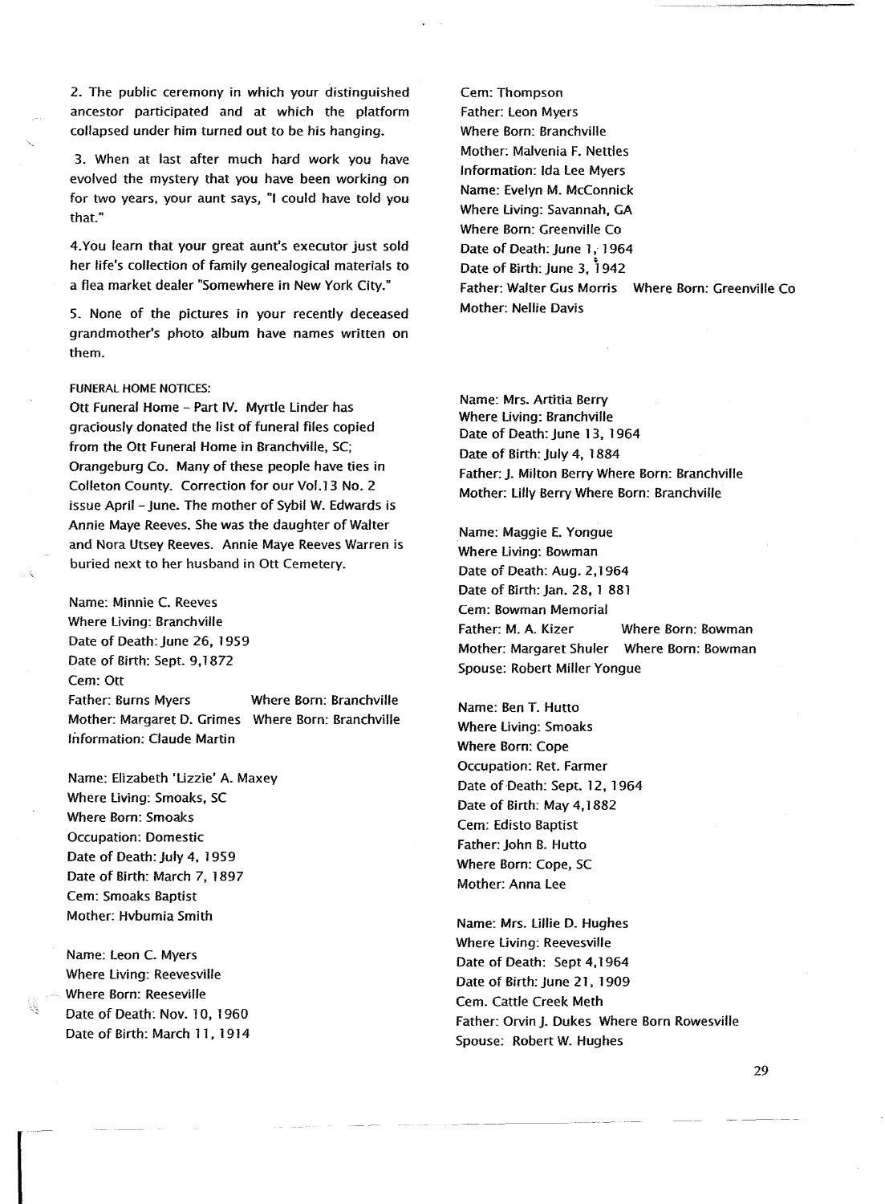2. The public ceremony in which your distinguished ancestor participated and at which the platform collapsed under him turned out to be his hanging.

3. When at last after much hard work you have evolved the mystery that you have been working on for two years, your aunt says, "I could have told you that."

4.You learn that your great aunt's executor just sold her life's collection of family genealogical materials to a flea market dealer "Somewhere in New York City."

5. None of the pictures in your recently deceased grandmother's photo album have names written on them.

FUNERAL HOME NOTICES:

Ott Funeral Home - Part IV. Myrtle Linder has graciously donated the list of funeral files copied from the Ott Funeral Home in Branchville, SC; Orangeburg Co. Many of these people have ties in Colleton County. Correction for our Vol.13 No. 2 issue April - June. The mother of Sybil W. Edwards is Annie Maye Reeves. She was the daughter of Walter and Nora Utsey Reeves. Annie Maye Reeves Warren is buried next to her husband in Ott Cemetery.

Name: Minnie C. Reeves
Where Living: Branchville
Date of Death: June 26, 1959
Date of Birth: Sept. 9,1872
Cem: Ott
Father: Burns Myers Where Born: Branchville
Mother: Margaret D. Grimes Where Born: Branchville
Information: Claude Martin

Name: Elizabeth 'Lizzie' A. Maxey
Where Living: Smoaks, SC
Where Born: Smoaks
Occupation: Domestic
Date of Death: July 4, 1959
Date of Birth: March 7, 1897
Cem: Smoaks Baptist
Mother: Hvbumia Smith

Name: Leon C. Myers
Where Living: Reevesville
Where Born: Reeseville
Date of Death: Nov. 10, 1960
Date of Birth: March 11, 1914
Cem: Thompson
Father: Leon Myers
Where Born: Branchville
Mother: Malvenia F. Nettles
Information: Ida Lee Myers

Name: Evelyn M. McConnick
Where Living: Savannah, GA
Where Born: Greenville Co
Date of Death: June 1, 1964
Date of Birth: June 3, 1942
Father: Walter Gus Morris Where Born: Greenville Co
Mother: Nellie Davis

Name: Mrs. Artitia Berry
Where Living: Branchville
Date of Death: June 13, 1964
Date of Birth: July 4, 1884
Father: J. Milton Berry Where Born: Branchville
Mother: Lilly Berry Where Born: Branchville

Name: Maggie E. Yongue
Where Living: Bowman
Date of Death: Aug. 2,1964
Date of Birth: Jan. 28, 1 881
Cem: Bowman Memorial
Father: M. A. Kizer Where Born: Bowman
Mother: Margaret Shuler Where Born: Bowman
Spouse: Robert Miller Yongue

Name: Ben T. Hutto
Where Living: Smoaks
Where Born: Cope
Occupation: Ret. Farmer
Date of Death: Sept. 12, 1964
Date of Birth: May 4,1882
Cem: Edisto Baptist
Father: John B. Hutto
Where Born: Cope, SC
Mother: Anna Lee

Name: Mrs. Lillie D. Hughes
Where Living: Reevesville
Date of Death: Sept 4,1964
Date of Birth: June 21, 1909
Cem. Cattle Creek Meth
Father: Orvin J. Dukes Where Born Rowesville
Spouse: Robert W. Hughes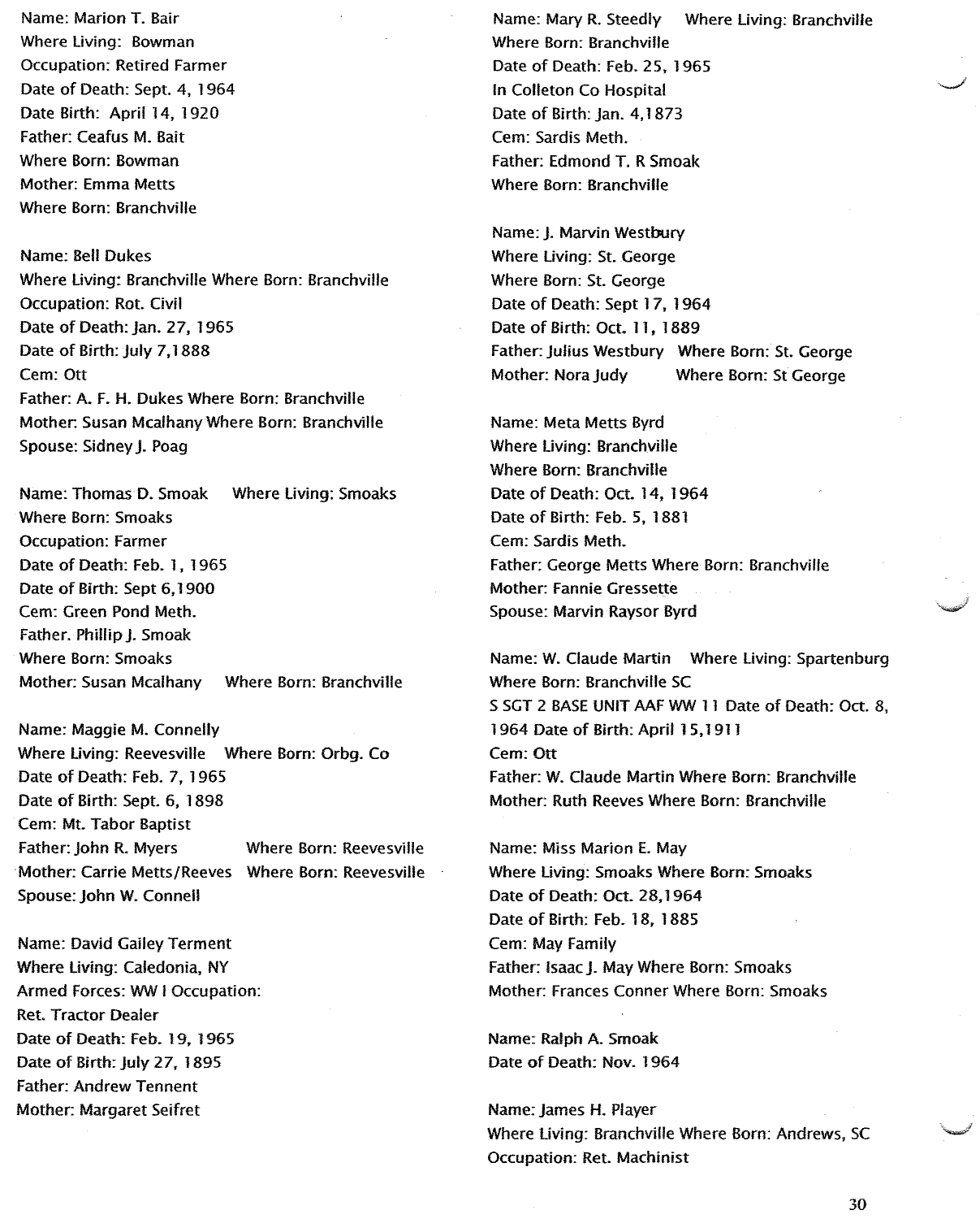Name: Marion T. Bair
Where Living: Bowman
Occupation: Retired Farmer
Date of Death: Sept. 4, 1964
Date Birth: April 14, 1920
Father: Ceafus M. Bait
Where Born: Bowman
Mother: Emma Metts
Where Born: Branchville

Name: Bell Dukes
Where Living: Branchville Where Born: Branchville
Occupation: Rot. Civil
Date of Death: Jan. 27, 1965
Date of Birth: July 7,1888
Cem: Ott
Father: A. F. H. Dukes Where Born: Branchville
Mother: Susan Mcalhany Where Born: Branchville
Spouse: Sidney J. Poag

Name: Thomas D. Smoak   Where Living: Smoaks
Where Born: Smoaks
Occupation: Farmer
Date of Death: Feb. 1, 1965
Date of Birth: Sept 6,1900
Cem: Green Pond Meth.
Father. Phillip J. Smoak
Where Born: Smoaks
Mother: Susan Mcalhany   Where Born: Branchville

Name: Maggie M. Connelly
Where Living: Reevesville   Where Born: Orbg. Co
Date of Death: Feb. 7, 1965
Date of Birth: Sept. 6, 1898
Cem: Mt. Tabor Baptist
Father: John R. Myers   Where Born: Reevesville
Mother: Carrie Metts/Reeves   Where Born: Reevesville
Spouse: John W. Connell

Name: David Gailey Terment
Where Living: Caledonia, NY
Armed Forces: WW I Occupation:
Ret. Tractor Dealer
Date of Death: Feb. 19, 1965
Date of Birth: July 27, 1895
Father: Andrew Tennent
Mother: Margaret Seifret

Name: Mary R. Steedly   Where Living: Branchville
Where Born: Branchville
Date of Death: Feb. 25, 1965
In Colleton Co Hospital
Date of Birth: Jan. 4,1873
Cem: Sardis Meth.
Father: Edmond T. R Smoak
Where Born: Branchville

Name: J. Marvin Westbury
Where Living: St. George
Where Born: St. George
Date of Death: Sept 17, 1964
Date of Birth: Oct. 11, 1889
Father: Julius Westbury   Where Born: St. George
Mother: Nora Judy   Where Born: St George

Name: Meta Metts Byrd
Where Living: Branchville
Where Born: Branchville
Date of Death: Oct. 14, 1964
Date of Birth: Feb. 5, 1881
Cem: Sardis Meth.
Father: George Metts Where Born: Branchville
Mother: Fannie Gressette
Spouse: Marvin Raysor Byrd

Name: W. Claude Martin   Where Living: Spartenburg
Where Born: Branchville SC
S SGT 2 BASE UNIT AAF WW 11 Date of Death: Oct. 8, 1964 Date of Birth: April 15,1911
Cem: Ott
Father: W. Claude Martin Where Born: Branchville
Mother: Ruth Reeves Where Born: Branchville

Name: Miss Marion E. May
Where Living: Smoaks Where Born: Smoaks
Date of Death: Oct. 28,1964
Date of Birth: Feb. 18, 1885
Cem: May Family
Father: Isaac J. May Where Born: Smoaks
Mother: Frances Conner Where Born: Smoaks

Name: Ralph A. Smoak
Date of Death: Nov. 1964

Name: James H. Player
Where Living: Branchville Where Born: Andrews, SC
Occupation: Ret. Machinist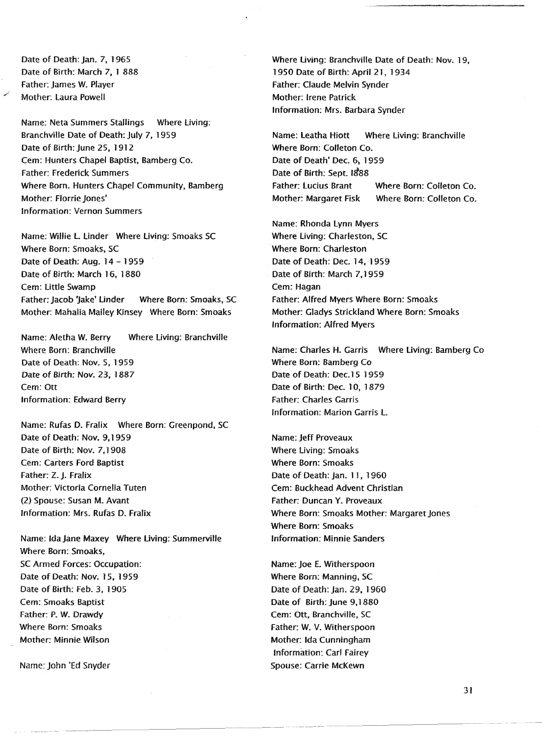Date of Death: Jan. 7, 1965
Date of Birth: March 7, 1 888
Father: James W. Player
Mother: Laura Powell

Name: Neta Summers Stallings Where Living:
Branchville Date of Death: July 7, 1959
Date of Birth: June 25, 1912
Cem: Hunters Chapel Baptist, Bamberg Co.
Father: Frederick Summers
Where Born. Hunters Chapel Community, Bamberg
Mother: Florrie Jones'
Information: Vernon Summers

Name: Willie L. Linder Where Living: Smoaks SC
Where Born: Smoaks, SC
Date of Death: Aug. 14 - 1959
Date of Birth: March 16, 1880
Cem: Little Swamp
Father: Jacob 'Jake' Linder Where Born: Smoaks, SC
Mother: Mahalia Mailey Kinsey Where Born: Smoaks

Name: Aletha W. Berry Where Living: Branchville
Where Born: Branchville
Date of Death: Nov. 5, 1959
Date of Birth: Nov. 23, 1887
Cem: Ott
Information: Edward Berry

Name: Rufas D. Fralix Where Born: Greenpond, SC
Date of Death: Nov. 9,1959
Date of Birth: Nov. 7,1908
Cem: Carters Ford Baptist
Father: Z. J. Fralix
Mother: Victoria Cornelia Tuten
(2) Spouse: Susan M. Avant
Information: Mrs. Rufas D. Fralix

Name: Ida Jane Maxey Where Living: Summerville
Where Born: Smoaks,
SC Armed Forces: Occupation:
Date of Death: Nov. 15, 1959
Date of Birth: Feb. 3, 1905
Cem: Smoaks Baptist
Father: P. W. Drawdy
Where Born: Smoaks
Mother: Minnie Wilson

Name: John 'Ed Snyder
Where Living: Branchville Date of Death: Nov. 19, 1950 Date of Birth: April 21, 1934
Father: Claude Melvin Synder
Mother: Irene Patrick
Information: Mrs. Barbara Synder

Name: Leatha Hiott Where Living: Branchville
Where Born: Colleton Co.
Date of Death' Dec. 6, 1959
Date of Birth: Sept. 1888
Father: Lucius Brant Where Born: Colleton Co.
Mother: Margaret Fisk Where Born: Colleton Co.

Name: Rhonda Lynn Myers
Where Living: Charleston, SC
Where Born: Charleston
Date of Death: Dec. 14, 1959
Date of Birth: March 7,1959
Cem: Hagan
Father: Alfred Myers Where Born: Smoaks
Mother: Gladys Strickland Where Born: Smoaks
Information: Alfred Myers

Name: Charles H. Garris Where Living: Bamberg Co
Where Born: Bamberg Co
Date of Death: Dec.15 1959
Date of Birth: Dec. 10, 1879
Father: Charles Garris
Information: Marion Garris L.

Name: Jeff Proveaux
Where Living: Smoaks
Where Born: Smoaks
Date of Death: Jan. 11, 1960
Cem: Buckhead Advent Christian
Father: Duncan Y. Proveaux
Where Born: Smoaks Mother: Margaret Jones
Where Born: Smoaks
Information: Minnie Sanders

Name: Joe E. Witherspoon
Where Born: Manning, SC
Date of Death: Jan. 29, 1960
Date of Birth: June 9,1880
Cem: Ott, Branchville, SC
Father: W. V. Witherspoon
Mother: Ida Cunningham
Information: Carl Fairey
Spouse: Carrie McKewn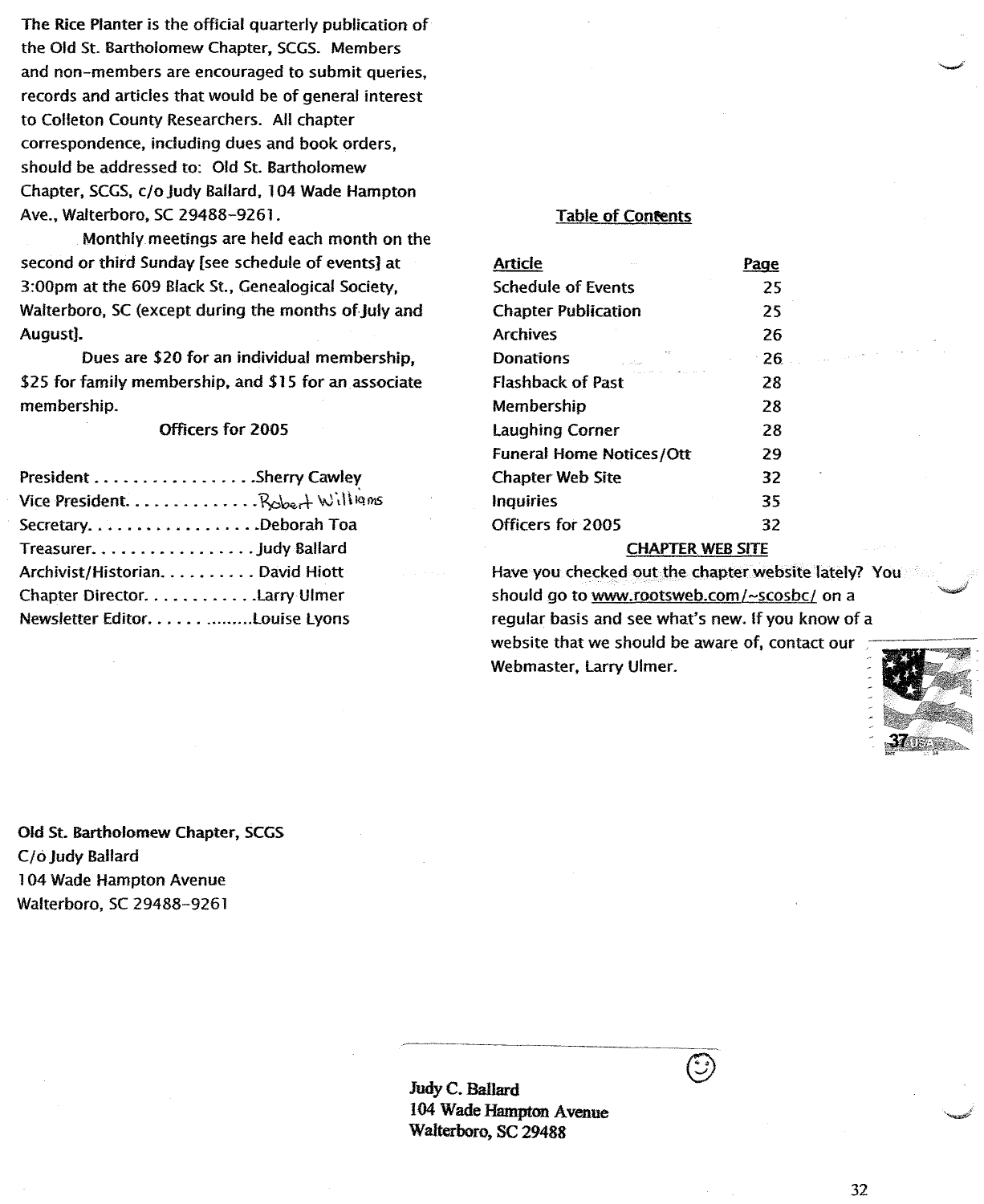The Rice Planter is the official quarterly publication of the Old St. Bartholomew Chapter, SCGS. Members and non-members are encouraged to submit queries, records and articles that would be of general interest to Colleton County Researchers. All chapter correspondence, including dues and book orders, should be addressed to: Old St. Bartholomew Chapter, SCGS, c/o Judy Ballard, 104 Wade Hampton Ave., Walterboro, SC 29488-9261.

Monthly meetings are held each month on the second or third Sunday [see schedule of events] at 3:00pm at the 609 Black St., Genealogical Society, Walterboro, SC (except during the months of July and August].

Dues are $20 for an individual membership, $25 for family membership, and $15 for an associate membership.

Officers for 2005

President . . . . . . . . . . . . . . . . .Sherry Cawley
Vice President. . . . . . . . . . . . . .Robert Williams
Secretary. . . . . . . . . . . . . . . . . .Deborah Toa
Treasurer. . . . . . . . . . . . . . . . .Judy Ballard
Archivist/Historian. . . . . . . . . . David Hiott
Chapter Director. . . . . . . . . . . .Larry Ulmer
Newsletter Editor. . . . . .........Louise Lyons

## Table of Contents

| Article | Page |
|---|---|
| Schedule of Events | 25 |
| Chapter Publication | 25 |
| Archives | 26 |
| Donations | 26 |
| Flashback of Past | 28 |
| Membership | 28 |
| Laughing Corner | 28 |
| Funeral Home Notices/Ott | 29 |
| Chapter Web Site | 32 |
| Inquiries | 35 |
| Officers for 2005 | 32 |

## CHAPTER WEB SITE

Have you checked out the chapter website lately? You should go to www.rootsweb.com/~scosbc/ on a regular basis and see what's new. If you know of a website that we should be aware of, contact our Webmaster, Larry Ulmer.

Old St. Bartholomew Chapter, SCGS
C/o Judy Ballard
104 Wade Hampton Avenue
Walterboro, SC 29488-9261

Judy C. Ballard
104 Wade Hampton Avenue
Walterboro, SC 29488